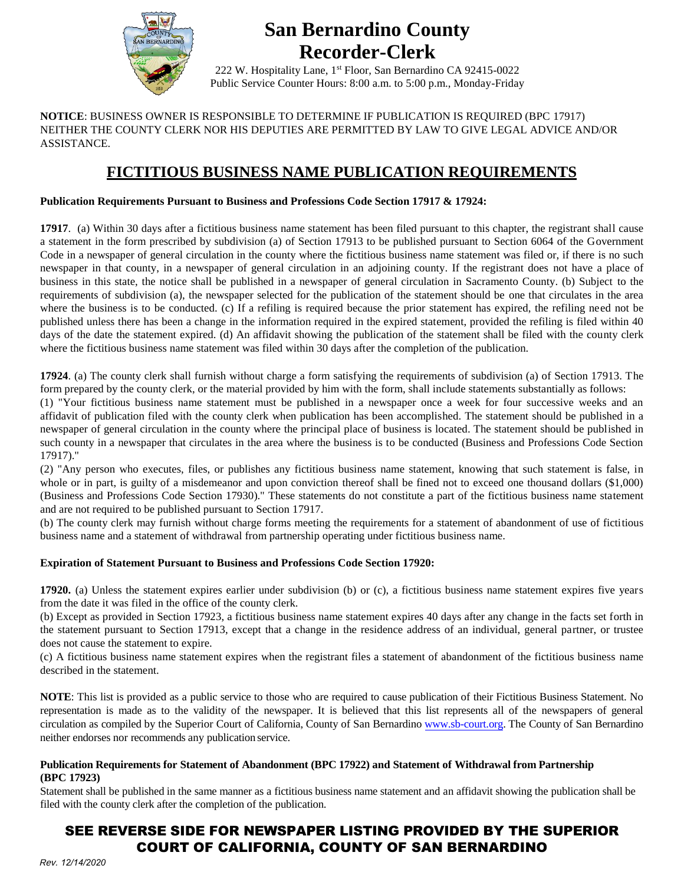# San Bernardino County Recorder-Clerk

222 W. Hospitality Lane, 1st Floor, San Bernardino CA 92415-0022
Public Service Counter Hours: 8:00 a.m. to 5:00 p.m., Monday-Friday

**NOTICE**: BUSINESS OWNER IS RESPONSIBLE TO DETERMINE IF PUBLICATION IS REQUIRED (BPC 17917) NEITHER THE COUNTY CLERK NOR HIS DEPUTIES ARE PERMITTED BY LAW TO GIVE LEGAL ADVICE AND/OR ASSISTANCE.

## FICTITIOUS BUSINESS NAME PUBLICATION REQUIREMENTS

**Publication Requirements Pursuant to Business and Professions Code Section 17917 & 17924:**

**17917**. (a) Within 30 days after a fictitious business name statement has been filed pursuant to this chapter, the registrant shall cause a statement in the form prescribed by subdivision (a) of Section 17913 to be published pursuant to Section 6064 of the Government Code in a newspaper of general circulation in the county where the fictitious business name statement was filed or, if there is no such newspaper in that county, in a newspaper of general circulation in an adjoining county. If the registrant does not have a place of business in this state, the notice shall be published in a newspaper of general circulation in Sacramento County. (b) Subject to the requirements of subdivision (a), the newspaper selected for the publication of the statement should be one that circulates in the area where the business is to be conducted. (c) If a refiling is required because the prior statement has expired, the refiling need not be published unless there has been a change in the information required in the expired statement, provided the refiling is filed within 40 days of the date the statement expired. (d) An affidavit showing the publication of the statement shall be filed with the county clerk where the fictitious business name statement was filed within 30 days after the completion of the publication.

**17924**. (a) The county clerk shall furnish without charge a form satisfying the requirements of subdivision (a) of Section 17913. The form prepared by the county clerk, or the material provided by him with the form, shall include statements substantially as follows:

(1) "Your fictitious business name statement must be published in a newspaper once a week for four successive weeks and an affidavit of publication filed with the county clerk when publication has been accomplished. The statement should be published in a newspaper of general circulation in the county where the principal place of business is located. The statement should be published in such county in a newspaper that circulates in the area where the business is to be conducted (Business and Professions Code Section 17917)."

(2) "Any person who executes, files, or publishes any fictitious business name statement, knowing that such statement is false, in whole or in part, is guilty of a misdemeanor and upon conviction thereof shall be fined not to exceed one thousand dollars ($1,000) (Business and Professions Code Section 17930)." These statements do not constitute a part of the fictitious business name statement and are not required to be published pursuant to Section 17917.

(b) The county clerk may furnish without charge forms meeting the requirements for a statement of abandonment of use of fictitious business name and a statement of withdrawal from partnership operating under fictitious business name.

**Expiration of Statement Pursuant to Business and Professions Code Section 17920:**

**17920.** (a) Unless the statement expires earlier under subdivision (b) or (c), a fictitious business name statement expires five years from the date it was filed in the office of the county clerk.

(b) Except as provided in Section 17923, a fictitious business name statement expires 40 days after any change in the facts set forth in the statement pursuant to Section 17913, except that a change in the residence address of an individual, general partner, or trustee does not cause the statement to expire.

(c) A fictitious business name statement expires when the registrant files a statement of abandonment of the fictitious business name described in the statement.

**NOTE**: This list is provided as a public service to those who are required to cause publication of their Fictitious Business Statement. No representation is made as to the validity of the newspaper. It is believed that this list represents all of the newspapers of general circulation as compiled by the Superior Court of California, County of San Bernardino www.sb-court.org. The County of San Bernardino neither endorses nor recommends any publication service.

**Publication Requirements for Statement of Abandonment (BPC 17922) and Statement of Withdrawal from Partnership (BPC 17923)**

Statement shall be published in the same manner as a fictitious business name statement and an affidavit showing the publication shall be filed with the county clerk after the completion of the publication.

## SEE REVERSE SIDE FOR NEWSPAPER LISTING PROVIDED BY THE SUPERIOR COURT OF CALIFORNIA, COUNTY OF SAN BERNARDINO

*Rev. 12/14/2020*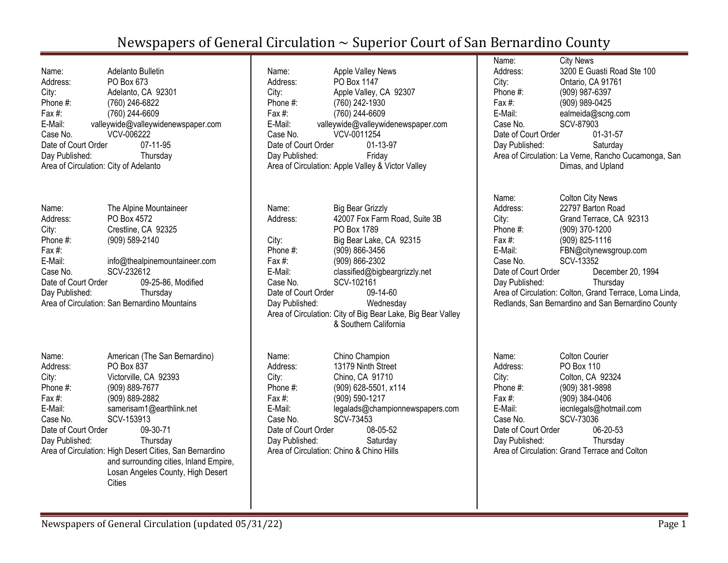# Newspapers of General Circulation ~ Superior Court of San Bernardino County

Name: Adelanto Bulletin
Address: PO Box 673
City: Adelanto, CA 92301
Phone #: (760) 246-6822
Fax #: (760) 244-6609
E-Mail: valleywide@valleywidenewspaper.com
Case No. VCV-006222
Date of Court Order 07-11-95
Day Published: Thursday
Area of Circulation: City of Adelanto

Name: The Alpine Mountaineer
Address: PO Box 4572
City: Crestline, CA 92325
Phone #: (909) 589-2140
Fax #:
E-Mail: info@thealpinemountaineer.com
Case No. SCV-232612
Date of Court Order 09-25-86, Modified
Day Published: Thursday
Area of Circulation: San Bernardino Mountains

Name: American (The San Bernardino)
Address: PO Box 837
City: Victorville, CA 92393
Phone #: (909) 889-7677
Fax #: (909) 889-2882
E-Mail: samerisam1@earthlink.net
Case No. SCV-153913
Date of Court Order 09-30-71
Day Published: Thursday
Area of Circulation: High Desert Cities, San Bernardino and surrounding cities, Inland Empire, Losan Angeles County, High Desert Cities

Name: Apple Valley News
Address: PO Box 1147
City: Apple Valley, CA 92307
Phone #: (760) 242-1930
Fax #: (760) 244-6609
E-Mail: valleywide@valleywidenewspaper.com
Case No. VCV-0011254
Date of Court Order 01-13-97
Day Published: Friday
Area of Circulation: Apple Valley & Victor Valley

Name: Big Bear Grizzly
Address: 42007 Fox Farm Road, Suite 3B
PO Box 1789
City: Big Bear Lake, CA 92315
Phone #: (909) 866-3456
Fax #: (909) 866-2302
E-Mail: classified@bigbeargrizzly.net
Case No. SCV-102161
Date of Court Order 09-14-60
Day Published: Wednesday
Area of Circulation: City of Big Bear Lake, Big Bear Valley & Southern California

Name: Chino Champion
Address: 13179 Ninth Street
City: Chino, CA 91710
Phone #: (909) 628-5501, x114
Fax #: (909) 590-1217
E-Mail: legalads@championnewspapers.com
Case No. SCV-73453
Date of Court Order 08-05-52
Day Published: Saturday
Area of Circulation: Chino & Chino Hills

Name: City News
Address: 3200 E Guasti Road Ste 100
City: Ontario, CA 91761
Phone #: (909) 987-6397
Fax #: (909) 989-0425
E-Mail: ealmeida@scng.com
Case No. SCV-87903
Date of Court Order 01-31-57
Day Published: Saturday
Area of Circulation: La Verne, Rancho Cucamonga, San Dimas, and Upland

Name: Colton City News
Address: 22797 Barton Road
City: Grand Terrace, CA 92313
Phone #: (909) 370-1200
Fax #: (909) 825-1116
E-Mail: FBN@citynewsgroup.com
Case No. SCV-13352
Date of Court Order December 20, 1994
Day Published: Thursday
Area of Circulation: Colton, Grand Terrace, Loma Linda, Redlands, San Bernardino and San Bernardino County

Name: Colton Courier
Address: PO Box 110
City: Colton, CA 92324
Phone #: (909) 381-9898
Fax #: (909) 384-0406
E-Mail: iecnlegals@hotmail.com
Case No. SCV-73036
Date of Court Order 06-20-53
Day Published: Thursday
Area of Circulation: Grand Terrace and Colton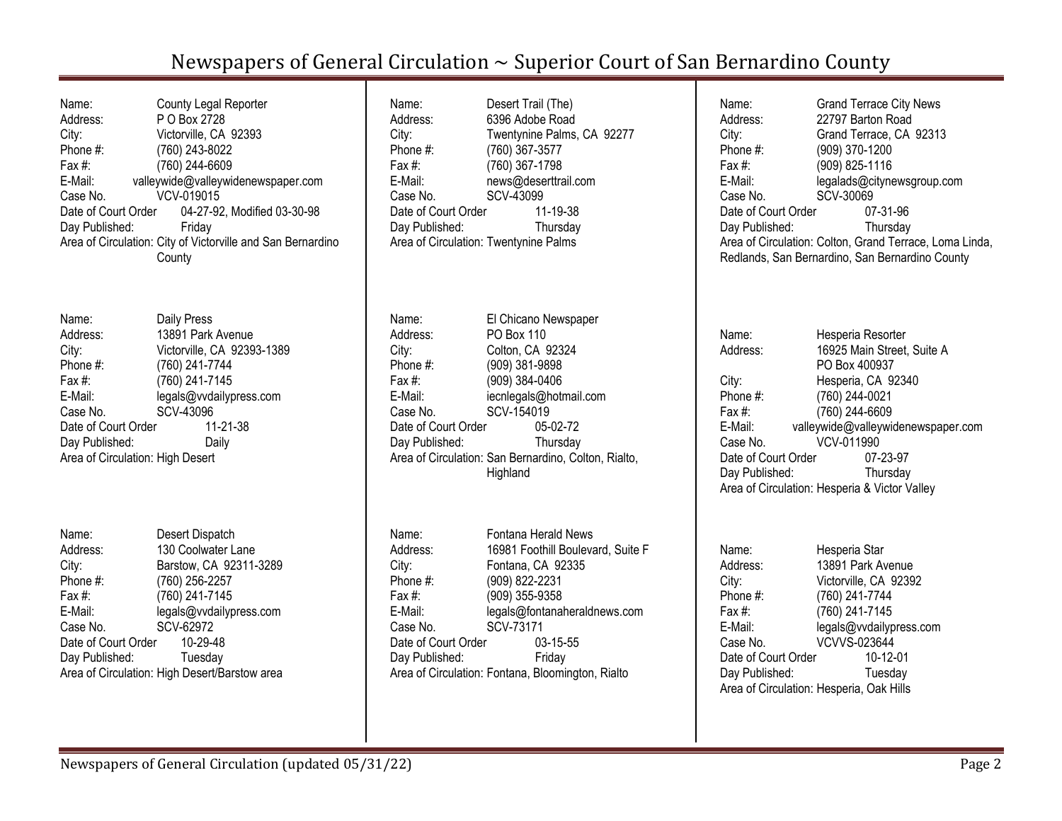Name: County Legal Reporter
Address: P O Box 2728
City: Victorville, CA 92393
Phone #: (760) 243-8022
Fax #: (760) 244-6609
E-Mail: valleywide@valleywidenewspaper.com
Case No. VCV-019015
Date of Court Order 04-27-92, Modified 03-30-98
Day Published: Friday
Area of Circulation: City of Victorville and San Bernardino County

Name: Daily Press
Address: 13891 Park Avenue
City: Victorville, CA 92393-1389
Phone #: (760) 241-7744
Fax #: (760) 241-7145
E-Mail: legals@vvdailypress.com
Case No. SCV-43096
Date of Court Order 11-21-38
Day Published: Daily
Area of Circulation: High Desert

Name: Desert Dispatch
Address: 130 Coolwater Lane
City: Barstow, CA 92311-3289
Phone #: (760) 256-2257
Fax #: (760) 241-7145
E-Mail: legals@vvdailypress.com
Case No. SCV-62972
Date of Court Order 10-29-48
Day Published: Tuesday
Area of Circulation: High Desert/Barstow area

Name: Desert Trail (The)
Address: 6396 Adobe Road
City: Twentynine Palms, CA 92277
Phone #: (760) 367-3577
Fax #: (760) 367-1798
E-Mail: news@deserttrail.com
Case No. SCV-43099
Date of Court Order 11-19-38
Day Published: Thursday
Area of Circulation: Twentynine Palms

Name: El Chicano Newspaper
Address: PO Box 110
City: Colton, CA 92324
Phone #: (909) 381-9898
Fax #: (909) 384-0406
E-Mail: iecnlegals@hotmail.com
Case No. SCV-154019
Date of Court Order 05-02-72
Day Published: Thursday
Area of Circulation: San Bernardino, Colton, Rialto, Highland

Name: Fontana Herald News
Address: 16981 Foothill Boulevard, Suite F
City: Fontana, CA 92335
Phone #: (909) 822-2231
Fax #: (909) 355-9358
E-Mail: legals@fontanaheraldnews.com
Case No. SCV-73171
Date of Court Order 03-15-55
Day Published: Friday
Area of Circulation: Fontana, Bloomington, Rialto

Name: Grand Terrace City News
Address: 22797 Barton Road
City: Grand Terrace, CA 92313
Phone #: (909) 370-1200
Fax #: (909) 825-1116
E-Mail: legalads@citynewsgroup.com
Case No. SCV-30069
Date of Court Order 07-31-96
Day Published: Thursday
Area of Circulation: Colton, Grand Terrace, Loma Linda, Redlands, San Bernardino, San Bernardino County

Name: Hesperia Resorter
Address: 16925 Main Street, Suite A
PO Box 400937
City: Hesperia, CA 92340
Phone #: (760) 244-0021
Fax #: (760) 244-6609
E-Mail: valleywide@valleywidenewspaper.com
Case No. VCV-011990
Date of Court Order 07-23-97
Day Published: Thursday
Area of Circulation: Hesperia & Victor Valley

Name: Hesperia Star
Address: 13891 Park Avenue
City: Victorville, CA 92392
Phone #: (760) 241-7744
Fax #: (760) 241-7145
E-Mail: legals@vvdailypress.com
Case No. VCVVS-023644
Date of Court Order 10-12-01
Day Published: Tuesday
Area of Circulation: Hesperia, Oak Hills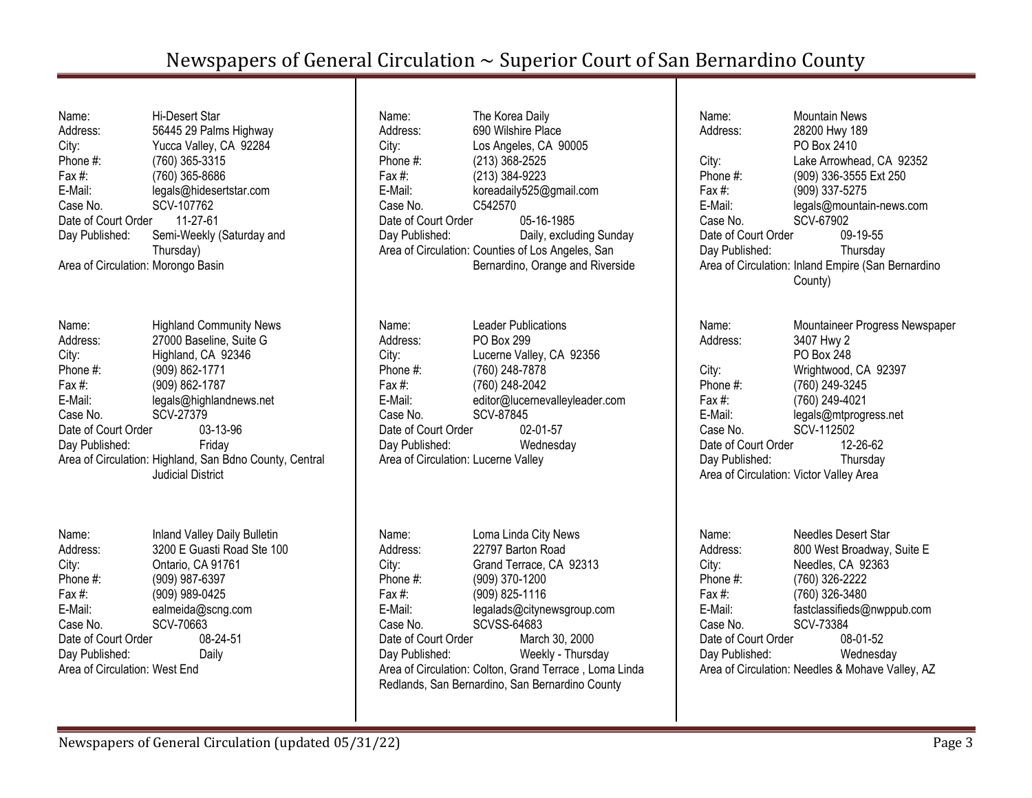# Newspapers of General Circulation ~ Superior Court of San Bernardino County

Name: Hi-Desert Star
Address: 56445 29 Palms Highway
City: Yucca Valley, CA 92284
Phone #: (760) 365-3315
Fax #: (760) 365-8686
E-Mail: legals@hidesertstar.com
Case No. SCV-107762
Date of Court Order 11-27-61
Day Published: Semi-Weekly (Saturday and Thursday)
Area of Circulation: Morongo Basin

Name: Highland Community News
Address: 27000 Baseline, Suite G
City: Highland, CA 92346
Phone #: (909) 862-1771
Fax #: (909) 862-1787
E-Mail: legals@highlandnews.net
Case No. SCV-27379
Date of Court Order 03-13-96
Day Published: Friday
Area of Circulation: Highland, San Bdno County, Central Judicial District

Name: Inland Valley Daily Bulletin
Address: 3200 E Guasti Road Ste 100
City: Ontario, CA 91761
Phone #: (909) 987-6397
Fax #: (909) 989-0425
E-Mail: ealmeida@scng.com
Case No. SCV-70663
Date of Court Order 08-24-51
Day Published: Daily
Area of Circulation: West End

Name: The Korea Daily
Address: 690 Wilshire Place
City: Los Angeles, CA 90005
Phone #: (213) 368-2525
Fax #: (213) 384-9223
E-Mail: koreadaily525@gmail.com
Case No. C542570
Date of Court Order 05-16-1985
Day Published: Daily, excluding Sunday
Area of Circulation: Counties of Los Angeles, San Bernardino, Orange and Riverside

Name: Leader Publications
Address: PO Box 299
City: Lucerne Valley, CA 92356
Phone #: (760) 248-7878
Fax #: (760) 248-2042
E-Mail: editor@lucernevalleyleader.com
Case No. SCV-87845
Date of Court Order 02-01-57
Day Published: Wednesday
Area of Circulation: Lucerne Valley

Name: Loma Linda City News
Address: 22797 Barton Road
City: Grand Terrace, CA 92313
Phone #: (909) 370-1200
Fax #: (909) 825-1116
E-Mail: legalads@citynewsgroup.com
Case No. SCVSS-64683
Date of Court Order March 30, 2000
Day Published: Weekly - Thursday
Area of Circulation: Colton, Grand Terrace , Loma Linda Redlands, San Bernardino, San Bernardino County

Name: Mountain News
Address: 28200 Hwy 189
PO Box 2410
City: Lake Arrowhead, CA 92352
Phone #: (909) 336-3555 Ext 250
Fax #: (909) 337-5275
E-Mail: legals@mountain-news.com
Case No. SCV-67902
Date of Court Order 09-19-55
Day Published: Thursday
Area of Circulation: Inland Empire (San Bernardino County)

Name: Mountaineer Progress Newspaper
Address: 3407 Hwy 2
PO Box 248
City: Wrightwood, CA 92397
Phone #: (760) 249-3245
Fax #: (760) 249-4021
E-Mail: legals@mtprogress.net
Case No. SCV-112502
Date of Court Order 12-26-62
Day Published: Thursday
Area of Circulation: Victor Valley Area

Name: Needles Desert Star
Address: 800 West Broadway, Suite E
City: Needles, CA 92363
Phone #: (760) 326-2222
Fax #: (760) 326-3480
E-Mail: fastclassifieds@nwppub.com
Case No. SCV-73384
Date of Court Order 08-01-52
Day Published: Wednesday
Area of Circulation: Needles & Mohave Valley, AZ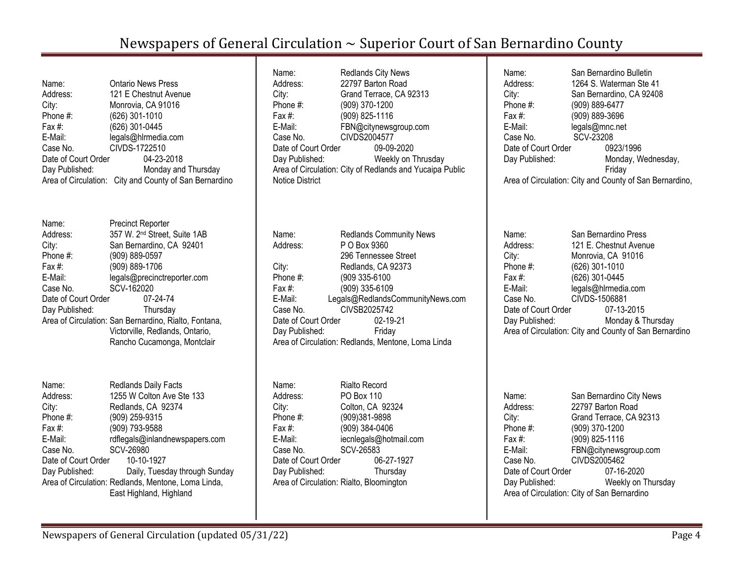# Newspapers of General Circulation ~ Superior Court of San Bernardino County

Name: Ontario News Press
Address: 121 E Chestnut Avenue
City: Monrovia, CA 91016
Phone #: (626) 301-1010
Fax #: (626) 301-0445
E-Mail: legals@hlrmedia.com
Case No. CIVDS-1722510
Date of Court Order 04-23-2018
Day Published: Monday and Thursday
Area of Circulation: City and County of San Bernardino

Name: Precinct Reporter
Address: 357 W. 2nd Street, Suite 1AB
City: San Bernardino, CA 92401
Phone #: (909) 889-0597
Fax #: (909) 889-1706
E-Mail: legals@precinctreporter.com
Case No. SCV-162020
Date of Court Order 07-24-74
Day Published: Thursday
Area of Circulation: San Bernardino, Rialto, Fontana, Victorville, Redlands, Ontario, Rancho Cucamonga, Montclair

Name: Redlands Daily Facts
Address: 1255 W Colton Ave Ste 133
City: Redlands, CA 92374
Phone #: (909) 259-9315
Fax #: (909) 793-9588
E-Mail: rdflegals@inlandnewspapers.com
Case No. SCV-26980
Date of Court Order 10-10-1927
Day Published: Daily, Tuesday through Sunday
Area of Circulation: Redlands, Mentone, Loma Linda, East Highland, Highland

Name: Redlands City News
Address: 22797 Barton Road
City: Grand Terrace, CA 92313
Phone #: (909) 370-1200
Fax #: (909) 825-1116
E-Mail: FBN@citynewsgroup.com
Case No. CIVDS2004577
Date of Court Order 09-09-2020
Day Published: Weekly on Thrusday
Area of Circulation: City of Redlands and Yucaipa Public Notice District

Name: Redlands Community News
Address: P O Box 9360
296 Tennessee Street
City: Redlands, CA 92373
Phone #: (909 335-6100
Fax #: (909) 335-6109
E-Mail: Legals@RedlandsCommunityNews.com
Case No. CIVSB2025742
Date of Court Order 02-19-21
Day Published: Friday
Area of Circulation: Redlands, Mentone, Loma Linda

Name: Rialto Record
Address: PO Box 110
City: Colton, CA 92324
Phone #: (909)381-9898
Fax #: (909) 384-0406
E-Mail: iecnlegals@hotmail.com
Case No. SCV-26583
Date of Court Order 06-27-1927
Day Published: Thursday
Area of Circulation: Rialto, Bloomington

Name: San Bernardino Bulletin
Address: 1264 S. Waterman Ste 41
City: San Bernardino, CA 92408
Phone #: (909) 889-6477
Fax #: (909) 889-3696
E-Mail: legals@mnc.net
Case No. SCV-23208
Date of Court Order 0923/1996
Day Published: Monday, Wednesday, Friday
Area of Circulation: City and County of San Bernardino,

Name: San Bernardino Press
Address: 121 E. Chestnut Avenue
City: Monrovia, CA 91016
Phone #: (626) 301-1010
Fax #: (626) 301-0445
E-Mail: legals@hlrmedia.com
Case No. CIVDS-1506881
Date of Court Order 07-13-2015
Day Published: Monday & Thursday
Area of Circulation: City and County of San Bernardino

Name: San Bernardino City News
Address: 22797 Barton Road
City: Grand Terrace, CA 92313
Phone #: (909) 370-1200
Fax #: (909) 825-1116
E-Mail: FBN@citynewsgroup.com
Case No. CIVDS2005462
Date of Court Order 07-16-2020
Day Published: Weekly on Thursday
Area of Circulation: City of San Bernardino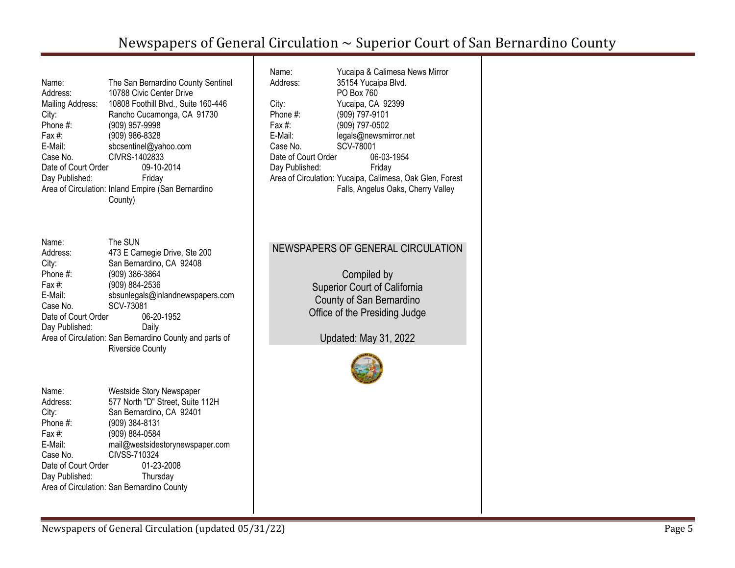Name: The San Bernardino County Sentinel
Address: 10788 Civic Center Drive
Mailing Address: 10808 Foothill Blvd., Suite 160-446
City: Rancho Cucamonga, CA 91730
Phone #: (909) 957-9998
Fax #: (909) 986-8328
E-Mail: sbcsentinel@yahoo.com
Case No. CIVRS-1402833
Date of Court Order 09-10-2014
Day Published: Friday
Area of Circulation: Inland Empire (San Bernardino County)

Name: The SUN
Address: 473 E Carnegie Drive, Ste 200
City: San Bernardino, CA 92408
Phone #: (909) 386-3864
Fax #: (909) 884-2536
E-Mail: sbsunlegals@inlandnewspapers.com
Case No. SCV-73081
Date of Court Order 06-20-1952
Day Published: Daily
Area of Circulation: San Bernardino County and parts of Riverside County

Name: Westside Story Newspaper
Address: 577 North "D" Street, Suite 112H
City: San Bernardino, CA 92401
Phone #: (909) 384-8131
Fax #: (909) 884-0584
E-Mail: mail@westsidestorynewspaper.com
Case No. CIVSS-710324
Date of Court Order 01-23-2008
Day Published: Thursday
Area of Circulation: San Bernardino County

Name: Yucaipa & Calimesa News Mirror
Address: 35154 Yucaipa Blvd.
PO Box 760
City: Yucaipa, CA 92399
Phone #: (909) 797-9101
Fax #: (909) 797-0502
E-Mail: legals@newsmirror.net
Case No. SCV-78001
Date of Court Order 06-03-1954
Day Published: Friday
Area of Circulation: Yucaipa, Calimesa, Oak Glen, Forest Falls, Angelus Oaks, Cherry Valley

NEWSPAPERS OF GENERAL CIRCULATION

Compiled by
Superior Court of California
County of San Bernardino
Office of the Presiding Judge

Updated: May 31, 2022